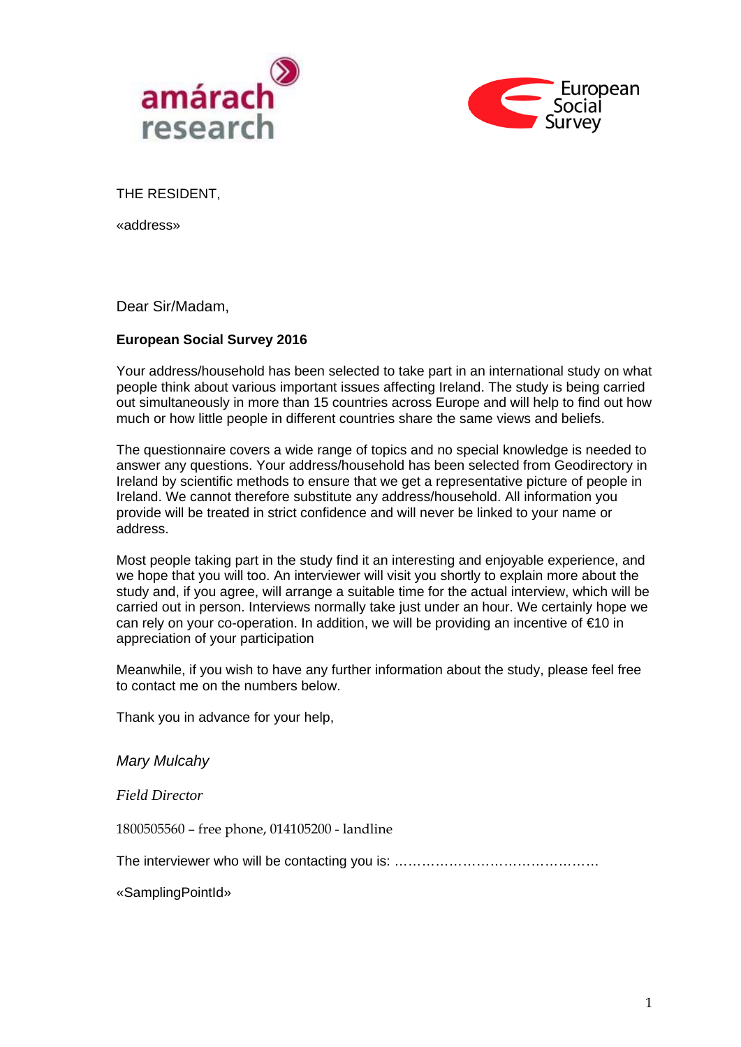THE RESIDENT,

«address»

Dear Sir/Madam,

**European Social Survey 2016**

Your address/household has been selected to take part in an international study on what people think about various important issues affecting Ireland. The study is being carried out simultaneously in more than 15 countries across Europe and will help to find out how much or how little people in different countries share the same views and beliefs.

The questionnaire covers a wide range of topics and no special knowledge is needed to answer any questions. Your address/household has been selected from Geodirectory in Ireland by scientific methods to ensure that we get a representative picture of people in Ireland. We cannot therefore substitute any address/household. All information you provide will be treated in strict confidence and will never be linked to your name or address.

Most people taking part in the study find it an interesting and enjoyable experience, and we hope that you will too. An interviewer will visit you shortly to explain more about the study and, if you agree, will arrange a suitable time for the actual interview, which will be carried out in person. Interviews normally take just under an hour. We certainly hope we can rely on your co-operation. In addition, we will be providing an incentive of €10 in appreciation of your participation

Meanwhile, if you wish to have any further information about the study, please feel free to contact me on the numbers below.

Thank you in advance for your help,

*Mary Mulcahy*

*Field Director*

1800505560 – free phone, 014105200 - landline

The interviewer who will be contacting you is: ………………………………………

«SamplingPointId»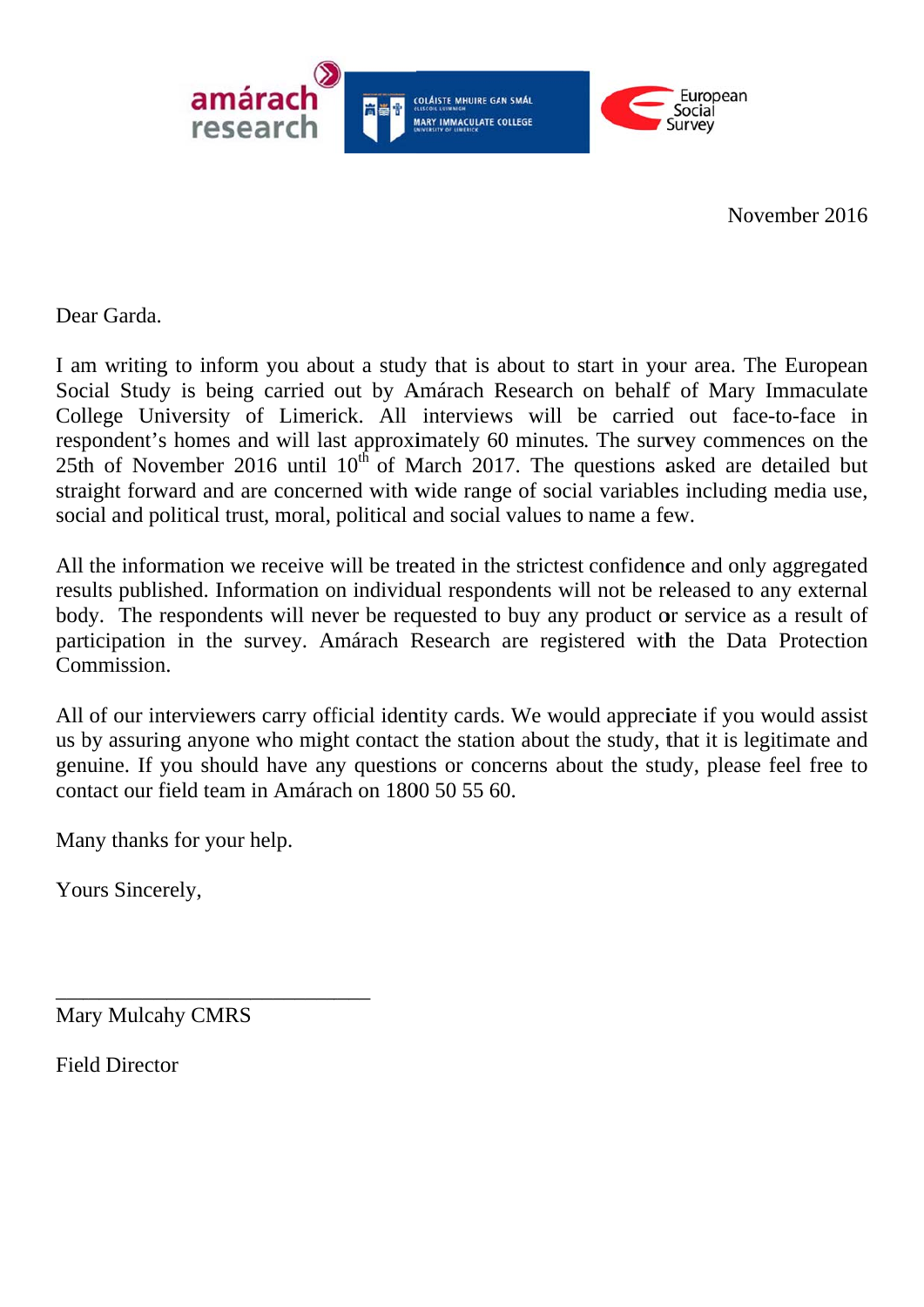November 2016

Dear Garda.

I am writing to inform you about a study that is about to start in your area. The European Social Study is being carried out by Amárach Research on behalf of Mary Immaculate College University of Limerick. All interviews will be carried out face-to-face in respondent's homes and will last approximately 60 minutes. The survey commences on the 25th of November 2016 until 10th of March 2017. The questions asked are detailed but straight forward and are concerned with wide range of social variables including media use, social and political trust, moral, political and social values to name a few.

All the information we receive will be treated in the strictest confidence and only aggregated results published. Information on individual respondents will not be released to any external body. The respondents will never be requested to buy any product or service as a result of participation in the survey. Amárach Research are registered with the Data Protection Commission.

All of our interviewers carry official identity cards. We would appreciate if you would assist us by assuring anyone who might contact the station about the study, that it is legitimate and genuine. If you should have any questions or concerns about the study, please feel free to contact our field team in Amárach on 1800 50 55 60.

Many thanks for your help.

Yours Sincerely,

______________________________

Mary Mulcahy CMRS

Field Director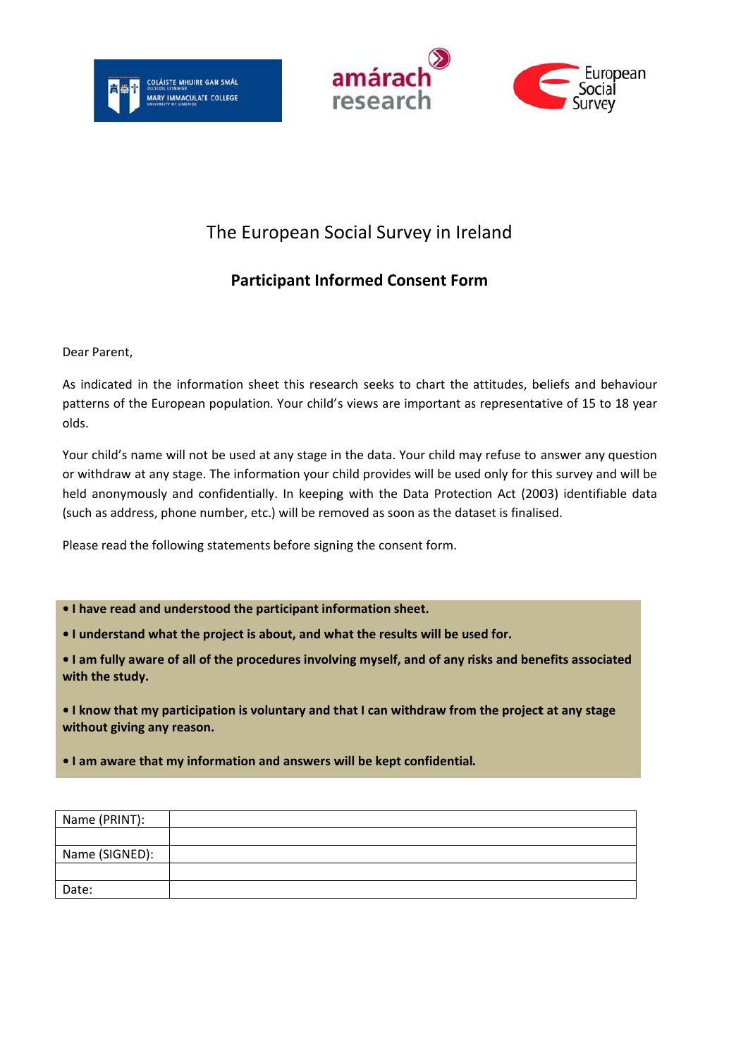# The European Social Survey in Ireland

## Participant Informed Consent Form

Dear Parent,

As indicated in the information sheet this research seeks to chart the attitudes, beliefs and behaviour patterns of the European population. Your child's views are important as representative of 15 to 18 year olds.

Your child's name will not be used at any stage in the data. Your child may refuse to answer any question or withdraw at any stage. The information your child provides will be used only for this survey and will be held anonymously and confidentially. In keeping with the Data Protection Act (2003) identifiable data (such as address, phone number, etc.) will be removed as soon as the dataset is finalised.

Please read the following statements before signing the consent form.

**• I have read and understood the participant information sheet.**

**• I understand what the project is about, and what the results will be used for.**

**• I am fully aware of all of the procedures involving myself, and of any risks and benefits associated with the study.**

**• I know that my participation is voluntary and that I can withdraw from the project at any stage without giving any reason.**

**• I am aware that my information and answers will be kept confidential.**

| Name (PRINT): | |
|---|---|
| | |
| Name (SIGNED): | |
| | |
| Date: | |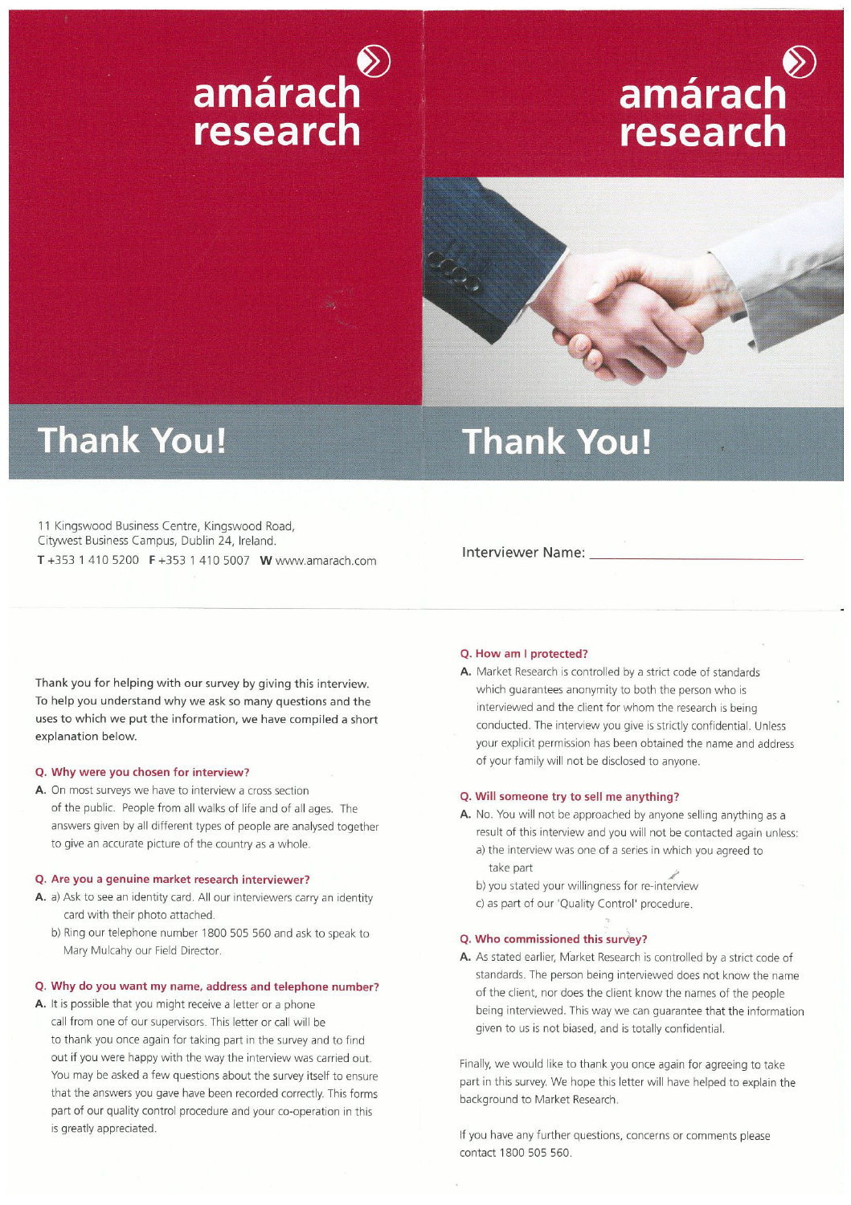# amárach research

## Thank You!

11 Kingswood Business Centre, Kingswood Road,
Citywest Business Campus, Dublin 24, Ireland.
**T** +353 1 410 5200 **F** +353 1 410 5007 **W** www.amarach.com

# amárach research

## Thank You!

Interviewer Name: ______________________

Thank you for helping with our survey by giving this interview. To help you understand why we ask so many questions and the uses to which we put the information, we have compiled a short explanation below.

**Q. Why were you chosen for interview?**

**A.** On most surveys we have to interview a cross section of the public. People from all walks of life and of all ages. The answers given by all different types of people are analysed together to give an accurate picture of the country as a whole.

**Q. Are you a genuine market research interviewer?**

**A.** a) Ask to see an identity card. All our interviewers carry an identity card with their photo attached.

b) Ring our telephone number 1800 505 560 and ask to speak to Mary Mulcahy our Field Director.

**Q. Why do you want my name, address and telephone number?**

**A.** It is possible that you might receive a letter or a phone call from one of our supervisors. This letter or call will be to thank you once again for taking part in the survey and to find out if you were happy with the way the interview was carried out. You may be asked a few questions about the survey itself to ensure that the answers you gave have been recorded correctly. This forms part of our quality control procedure and your co-operation in this is greatly appreciated.

**Q. How am I protected?**

**A.** Market Research is controlled by a strict code of standards which guarantees anonymity to both the person who is interviewed and the client for whom the research is being conducted. The interview you give is strictly confidential. Unless your explicit permission has been obtained the name and address of your family will not be disclosed to anyone.

**Q. Will someone try to sell me anything?**

**A.** No. You will not be approached by anyone selling anything as a result of this interview and you will not be contacted again unless:

a) the interview was one of a series in which you agreed to take part

b) you stated your willingness for re-interview

c) as part of our 'Quality Control' procedure.

**Q. Who commissioned this survey?**

**A.** As stated earlier, Market Research is controlled by a strict code of standards. The person being interviewed does not know the name of the client, nor does the client know the names of the people being interviewed. This way we can guarantee that the information given to us is not biased, and is totally confidential.

Finally, we would like to thank you once again for agreeing to take part in this survey. We hope this letter will have helped to explain the background to Market Research.

If you have any further questions, concerns or comments please contact 1800 505 560.